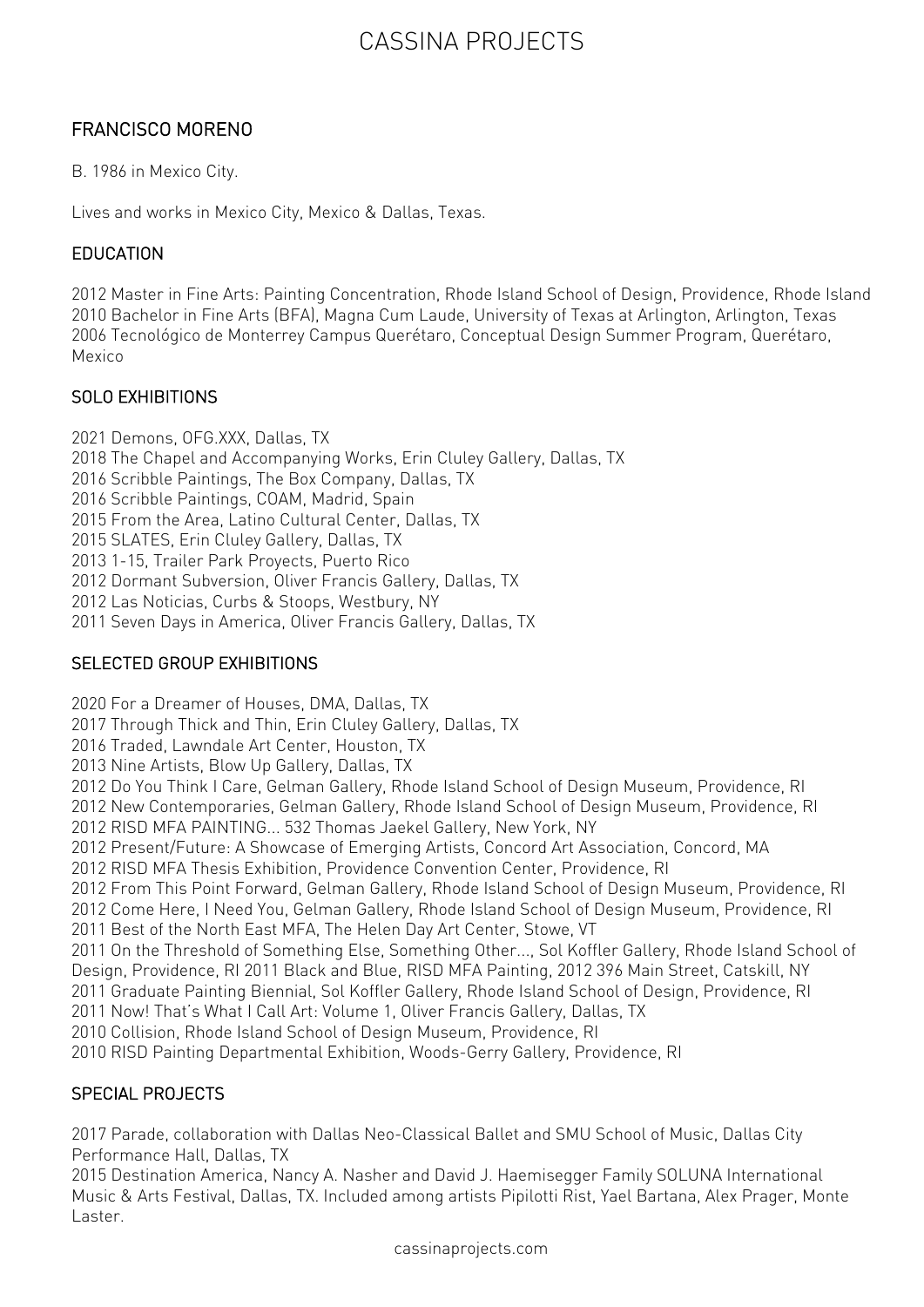# CASSINA PROJECTS

## FRANCISCO MORENO

B. 1986 in Mexico City.

Lives and works in Mexico City, Mexico & Dallas, Texas.

### EDUCATION

2012 Master in Fine Arts: Painting Concentration, Rhode Island School of Design, Providence, Rhode Island
2010 Bachelor in Fine Arts (BFA), Magna Cum Laude, University of Texas at Arlington, Arlington, Texas
2006 Tecnológico de Monterrey Campus Querétaro, Conceptual Design Summer Program, Querétaro, Mexico

### SOLO EXHIBITIONS

2021 Demons, OFG.XXX, Dallas, TX
2018 The Chapel and Accompanying Works, Erin Cluley Gallery, Dallas, TX
2016 Scribble Paintings, The Box Company, Dallas, TX
2016 Scribble Paintings, COAM, Madrid, Spain
2015 From the Area, Latino Cultural Center, Dallas, TX
2015 SLATES, Erin Cluley Gallery, Dallas, TX
2013 1-15, Trailer Park Proyects, Puerto Rico
2012 Dormant Subversion, Oliver Francis Gallery, Dallas, TX
2012 Las Noticias, Curbs & Stoops, Westbury, NY
2011 Seven Days in America, Oliver Francis Gallery, Dallas, TX

### SELECTED GROUP EXHIBITIONS

2020 For a Dreamer of Houses, DMA, Dallas, TX
2017 Through Thick and Thin, Erin Cluley Gallery, Dallas, TX
2016 Traded, Lawndale Art Center, Houston, TX
2013 Nine Artists, Blow Up Gallery, Dallas, TX
2012 Do You Think I Care, Gelman Gallery, Rhode Island School of Design Museum, Providence, RI
2012 New Contemporaries, Gelman Gallery, Rhode Island School of Design Museum, Providence, RI
2012 RISD MFA PAINTING... 532 Thomas Jaekel Gallery, New York, NY
2012 Present/Future: A Showcase of Emerging Artists, Concord Art Association, Concord, MA
2012 RISD MFA Thesis Exhibition, Providence Convention Center, Providence, RI
2012 From This Point Forward, Gelman Gallery, Rhode Island School of Design Museum, Providence, RI
2012 Come Here, I Need You, Gelman Gallery, Rhode Island School of Design Museum, Providence, RI
2011 Best of the North East MFA, The Helen Day Art Center, Stowe, VT
2011 On the Threshold of Something Else, Something Other..., Sol Koffler Gallery, Rhode Island School of Design, Providence, RI 2011 Black and Blue, RISD MFA Painting, 2012 396 Main Street, Catskill, NY
2011 Graduate Painting Biennial, Sol Koffler Gallery, Rhode Island School of Design, Providence, RI
2011 Now! That´s What I Call Art: Volume 1, Oliver Francis Gallery, Dallas, TX
2010 Collision, Rhode Island School of Design Museum, Providence, RI
2010 RISD Painting Departmental Exhibition, Woods-Gerry Gallery, Providence, RI

### SPECIAL PROJECTS

2017 Parade, collaboration with Dallas Neo-Classical Ballet and SMU School of Music, Dallas City Performance Hall, Dallas, TX
2015 Destination America, Nancy A. Nasher and David J. Haemisegger Family SOLUNA International Music & Arts Festival, Dallas, TX. Included among artists Pipilotti Rist, Yael Bartana, Alex Prager, Monte Laster.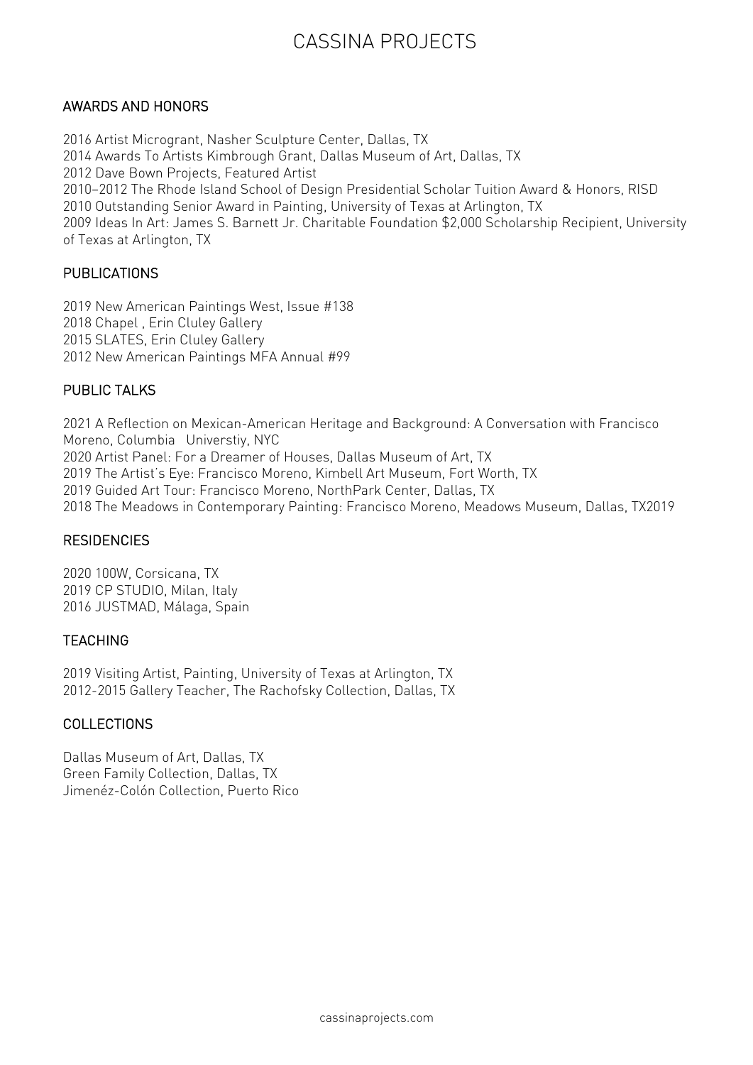# CASSINA PROJECTS

## AWARDS AND HONORS

2016 Artist Micrograntt, Nasher Sculpture Center, Dallas, TX
2014 Awards To Artists Kimbrough Grant, Dallas Museum of Art, Dallas, TX
2012 Dave Bown Projects, Featured Artist
2010–2012 The Rhode Island School of Design Presidential Scholar Tuition Award & Honors, RISD
2010 Outstanding Senior Award in Painting, University of Texas at Arlington, TX
2009 Ideas In Art: James S. Barnett Jr. Charitable Foundation $2,000 Scholarship Recipient, University of Texas at Arlington, TX

## PUBLICATIONS

2019 New American Paintings West, Issue #138
2018 Chapel , Erin Cluley Gallery
2015 SLATES, Erin Cluley Gallery
2012 New American Paintings MFA Annual #99

## PUBLIC TALKS

2021 A Reflection on Mexican-American Heritage and Background: A Conversation with Francisco Moreno, Columbia Universtiy, NYC
2020 Artist Panel: For a Dreamer of Houses, Dallas Museum of Art, TX
2019 The Artist's Eye: Francisco Moreno, Kimbell Art Museum, Fort Worth, TX
2019 Guided Art Tour: Francisco Moreno, NorthPark Center, Dallas, TX
2018 The Meadows in Contemporary Painting: Francisco Moreno, Meadows Museum, Dallas, TX2019

## RESIDENCIES

2020 100W, Corsicana, TX
2019 CP STUDIO, Milan, Italy
2016 JUSTMAD, Málaga, Spain

## TEACHING

2019 Visiting Artist, Painting, University of Texas at Arlington, TX
2012-2015 Gallery Teacher, The Rachofsky Collection, Dallas, TX

## COLLECTIONS

Dallas Museum of Art, Dallas, TX
Green Family Collection, Dallas, TX
Jimenéz-Colón Collection, Puerto Rico